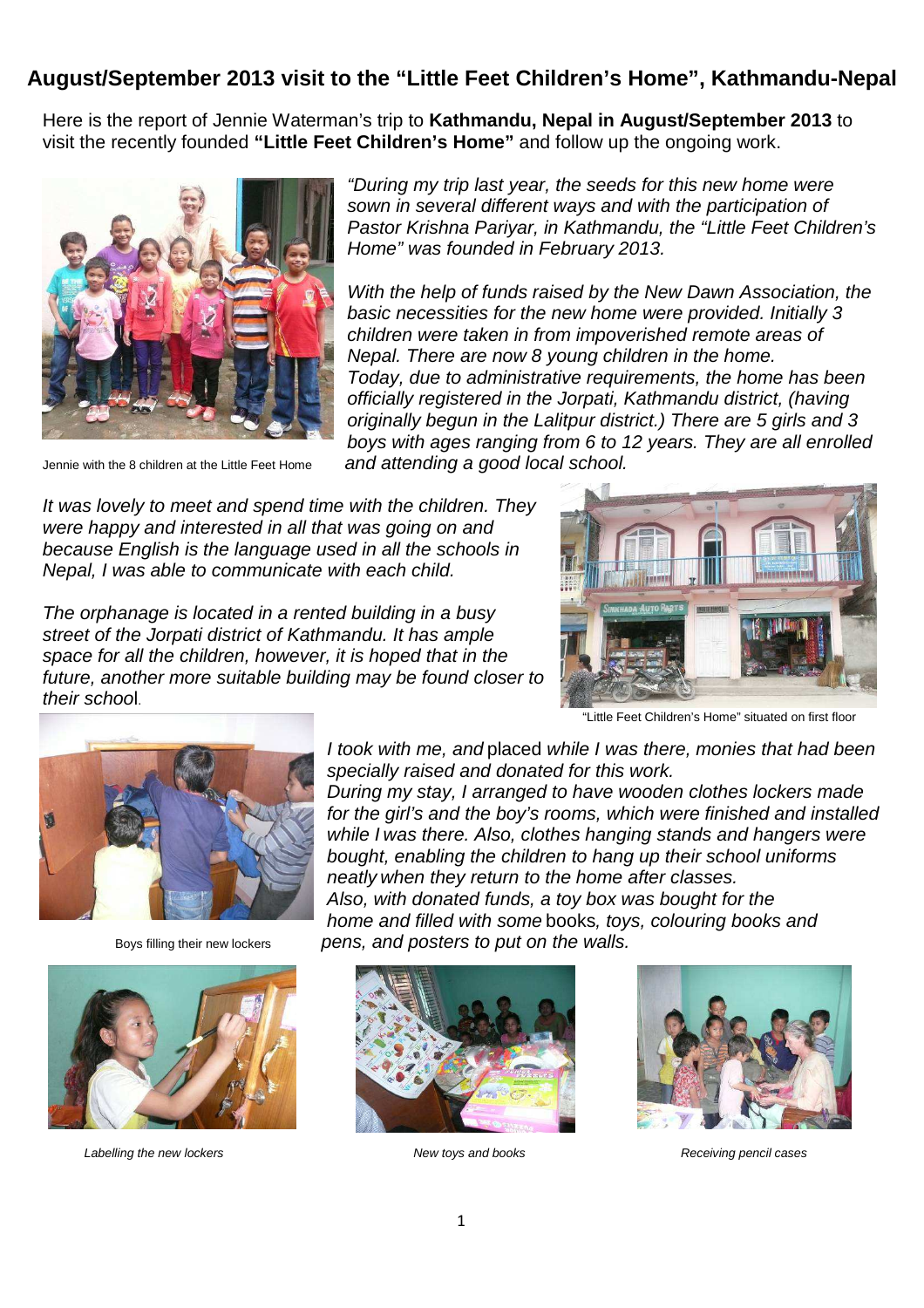# August/September 2013 visit to the "Little Feet Children's Home", Kathmandu-Nepal

Here is the report of Jennie Waterman's trip to **Kathmandu, Nepal in August/September 2013** to visit the recently founded **"Little Feet Children's Home"** and follow up the ongoing work.

*"During my trip last year, the seeds for this new home were sown in several different ways and with the participation of Pastor Krishna Pariyar, in Kathmandu, the "Little Feet Children's Home" was founded in February 2013.*

*With the help of funds raised by the New Dawn Association, the basic necessities for the new home were provided. Initially 3 children were taken in from impoverished remote areas of Nepal. There are now 8 young children in the home. Today, due to administrative requirements, the home has been officially registered in the Jorpati, Kathmandu district, (having originally begun in the Lalitpur district.) There are 5 girls and 3 boys with ages ranging from 6 to 12 years. They are all enrolled and attending a good local school.*

Jennie with the 8 children at the Little Feet Home

*It was lovely to meet and spend time with the children. They were happy and interested in all that was going on and because English is the language used in all the schools in Nepal, I was able to communicate with each child.*

*The orphanage is located in a rented building in a busy street of the Jorpati district of Kathmandu. It has ample space for all the children, however, it is hoped that in the future, another more suitable building may be found closer to their schoo*l.

"Little Feet Children's Home" situated on first floor

*I took with me, and* placed *while I was there, monies that had been specially raised and donated for this work.*
*During my stay, I arranged to have wooden clothes lockers made for the girl's and the boy's rooms, which were finished and installed while I was there. Also, clothes hanging stands and hangers were bought, enabling the children to hang up their school uniforms neatly when they return to the home after classes.*
*Also, with donated funds, a toy box was bought for the home and filled with some* books*, toys, colouring books and pens, and posters to put on the walls.*

Boys filling their new lockers

*Labelling the new lockers*

*New toys and books*

*Receiving pencil cases*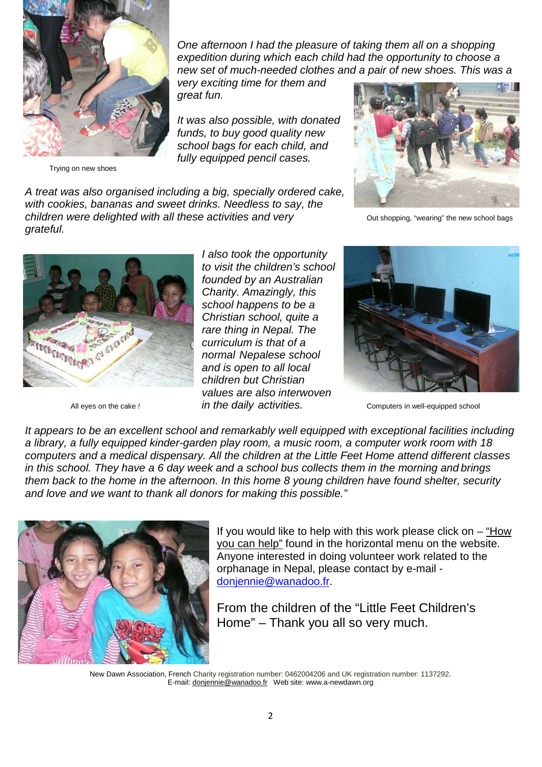*One afternoon I had the pleasure of taking them all on a shopping expedition during which each child had the opportunity to choose a new set of much-needed clothes and a pair of new shoes. This was a very exciting time for them and great fun.*

*It was also possible, with donated funds, to buy good quality new school bags for each child, and fully equipped pencil cases.*

Trying on new shoes

*A treat was also organised including a big, specially ordered cake, with cookies, bananas and sweet drinks. Needless to say, the children were delighted with all these activities and very grateful.*

Out shopping, "wearing" the new school bags

*I also took the opportunity to visit the children's school founded by an Australian Charity. Amazingly, this school happens to be a Christian school, quite a rare thing in Nepal. The curriculum is that of a normal Nepalese school and is open to all local children but Christian values are also interwoven in the daily activities.*

All eyes on the cake *!*

Computers in well-equipped school

*It appears to be an excellent school and remarkably well equipped with exceptional facilities including a library, a fully equipped kinder-garden play room, a music room, a computer work room with 18 computers and a medical dispensary. All the children at the Little Feet Home attend different classes in this school. They have a 6 day week and a school bus collects them in the morning and brings them back to the home in the afternoon. In this home 8 young children have found shelter, security and love and we want to thank all donors for making this possible."*

If you would like to help with this work please click on – "How you can help" found in the horizontal menu on the website. Anyone interested in doing volunteer work related to the orphanage in Nepal, please contact by e-mail - donjennie@wanadoo.fr.

From the children of the "Little Feet Children's Home" – Thank you all so very much.

New Dawn Association, French Charity registration number: 0462004206 and UK registration number: 1137292.
E-mail: donjennie@wanadoo.fr Web site: www.a-newdawn.org